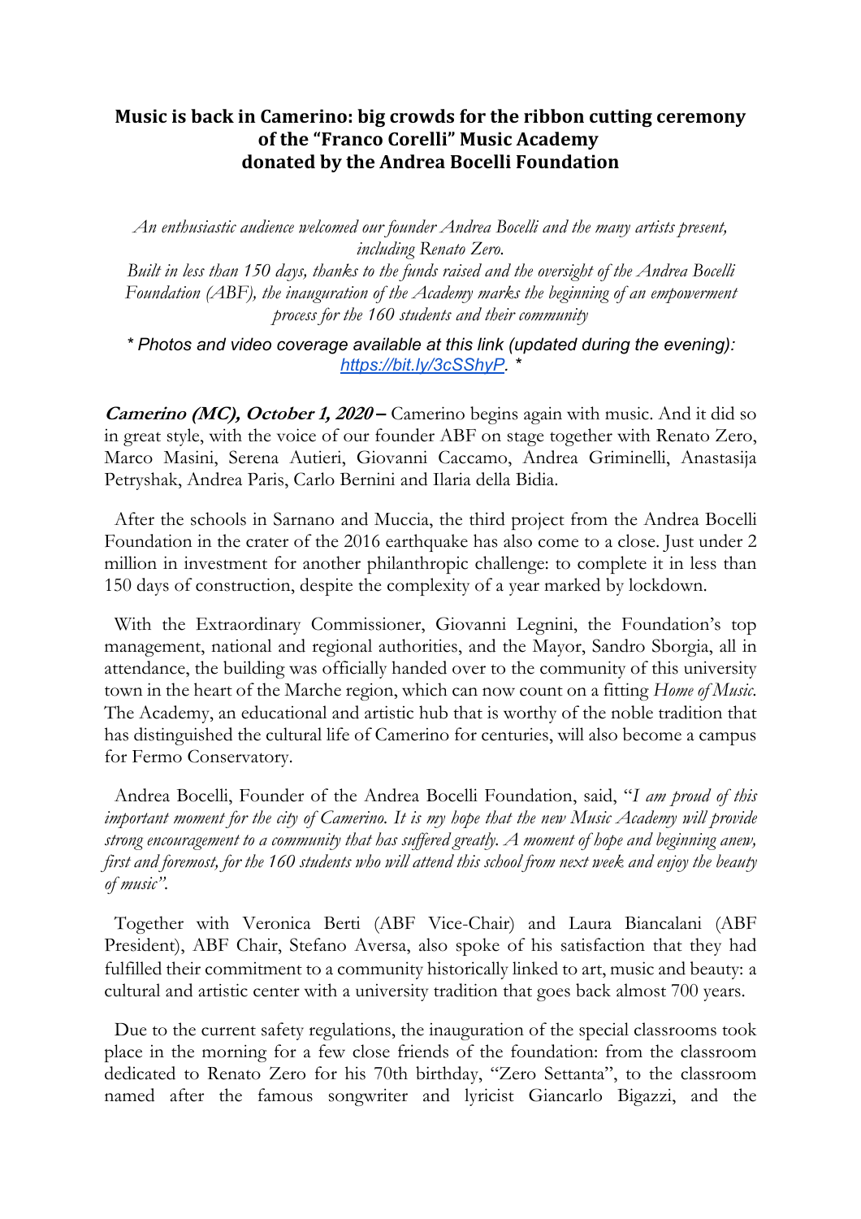# Music is back in Camerino: big crowds for the ribbon cutting ceremony of the "Franco Corelli" Music Academy donated by the Andrea Bocelli Foundation

*An enthusiastic audience welcomed our founder Andrea Bocelli and the many artists present, including Renato Zero.*
*Built in less than 150 days, thanks to the funds raised and the oversight of the Andrea Bocelli Foundation (ABF), the inauguration of the Academy marks the beginning of an empowerment process for the 160 students and their community*

*\* Photos and video coverage available at this link (updated during the evening): [https://bit.ly/3cSShyP](https://bit.ly/3cSShyP). \**

***Camerino (MC), October 1, 2020 –*** Camerino begins again with music. And it did so in great style, with the voice of our founder ABF on stage together with Renato Zero, Marco Masini, Serena Autieri, Giovanni Caccamo, Andrea Griminelli, Anastasija Petryshak, Andrea Paris, Carlo Bernini and Ilaria della Bidia.

After the schools in Sarnano and Muccia, the third project from the Andrea Bocelli Foundation in the crater of the 2016 earthquake has also come to a close. Just under 2 million in investment for another philanthropic challenge: to complete it in less than 150 days of construction, despite the complexity of a year marked by lockdown.

With the Extraordinary Commissioner, Giovanni Legnini, the Foundation's top management, national and regional authorities, and the Mayor, Sandro Sborgia, all in attendance, the building was officially handed over to the community of this university town in the heart of the Marche region, which can now count on a fitting *Home of Music*. The Academy, an educational and artistic hub that is worthy of the noble tradition that has distinguished the cultural life of Camerino for centuries, will also become a campus for Fermo Conservatory.

Andrea Bocelli, Founder of the Andrea Bocelli Foundation, said, "*I am proud of this important moment for the city of Camerino. It is my hope that the new Music Academy will provide strong encouragement to a community that has suffered greatly. A moment of hope and beginning anew, first and foremost, for the 160 students who will attend this school from next week and enjoy the beauty of music*".

Together with Veronica Berti (ABF Vice-Chair) and Laura Biancalani (ABF President), ABF Chair, Stefano Aversa, also spoke of his satisfaction that they had fulfilled their commitment to a community historically linked to art, music and beauty: a cultural and artistic center with a university tradition that goes back almost 700 years.

Due to the current safety regulations, the inauguration of the special classrooms took place in the morning for a few close friends of the foundation: from the classroom dedicated to Renato Zero for his 70th birthday, "Zero Settanta", to the classroom named after the famous songwriter and lyricist Giancarlo Bigazzi, and the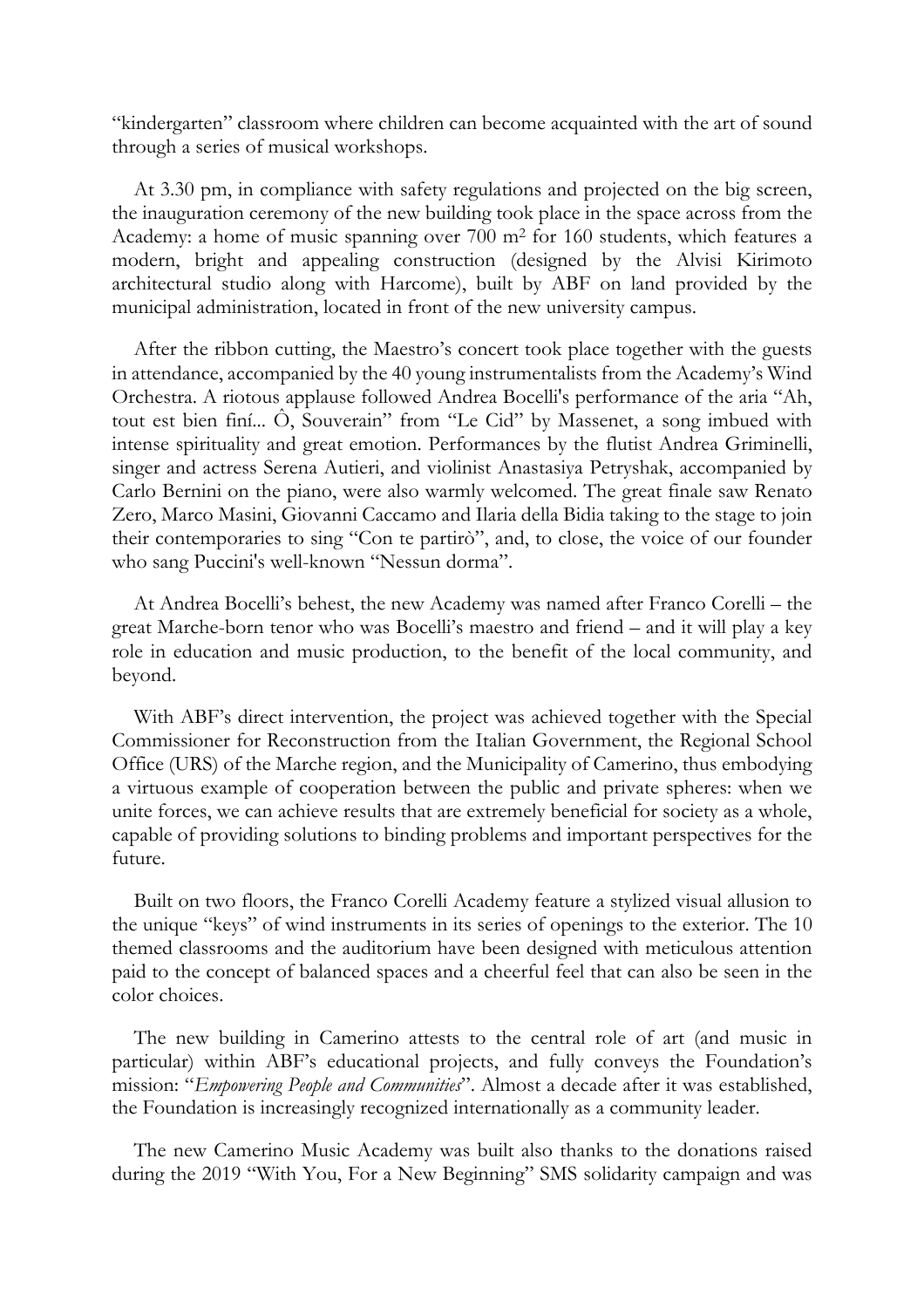"kindergarten" classroom where children can become acquainted with the art of sound through a series of musical workshops.

At 3.30 pm, in compliance with safety regulations and projected on the big screen, the inauguration ceremony of the new building took place in the space across from the Academy: a home of music spanning over 700 m² for 160 students, which features a modern, bright and appealing construction (designed by the Alvisi Kirimoto architectural studio along with Harcome), built by ABF on land provided by the municipal administration, located in front of the new university campus.

After the ribbon cutting, the Maestro's concert took place together with the guests in attendance, accompanied by the 40 young instrumentalists from the Academy's Wind Orchestra. A riotous applause followed Andrea Bocelli's performance of the aria "Ah, tout est bien fini... Ô, Souverain" from "Le Cid" by Massenet, a song imbued with intense spirituality and great emotion. Performances by the flutist Andrea Griminelli, singer and actress Serena Autieri, and violinist Anastasiya Petryshak, accompanied by Carlo Bernini on the piano, were also warmly welcomed. The great finale saw Renato Zero, Marco Masini, Giovanni Caccamo and Ilaria della Bidia taking to the stage to join their contemporaries to sing "Con te partirò", and, to close, the voice of our founder who sang Puccini's well-known "Nessun dorma".

At Andrea Bocelli's behest, the new Academy was named after Franco Corelli – the great Marche-born tenor who was Bocelli's maestro and friend – and it will play a key role in education and music production, to the benefit of the local community, and beyond.

With ABF's direct intervention, the project was achieved together with the Special Commissioner for Reconstruction from the Italian Government, the Regional School Office (URS) of the Marche region, and the Municipality of Camerino, thus embodying a virtuous example of cooperation between the public and private spheres: when we unite forces, we can achieve results that are extremely beneficial for society as a whole, capable of providing solutions to binding problems and important perspectives for the future.

Built on two floors, the Franco Corelli Academy feature a stylized visual allusion to the unique "keys" of wind instruments in its series of openings to the exterior. The 10 themed classrooms and the auditorium have been designed with meticulous attention paid to the concept of balanced spaces and a cheerful feel that can also be seen in the color choices.

The new building in Camerino attests to the central role of art (and music in particular) within ABF's educational projects, and fully conveys the Foundation's mission: "*Empowering People and Communities*". Almost a decade after it was established, the Foundation is increasingly recognized internationally as a community leader.

The new Camerino Music Academy was built also thanks to the donations raised during the 2019 "With You, For a New Beginning" SMS solidarity campaign and was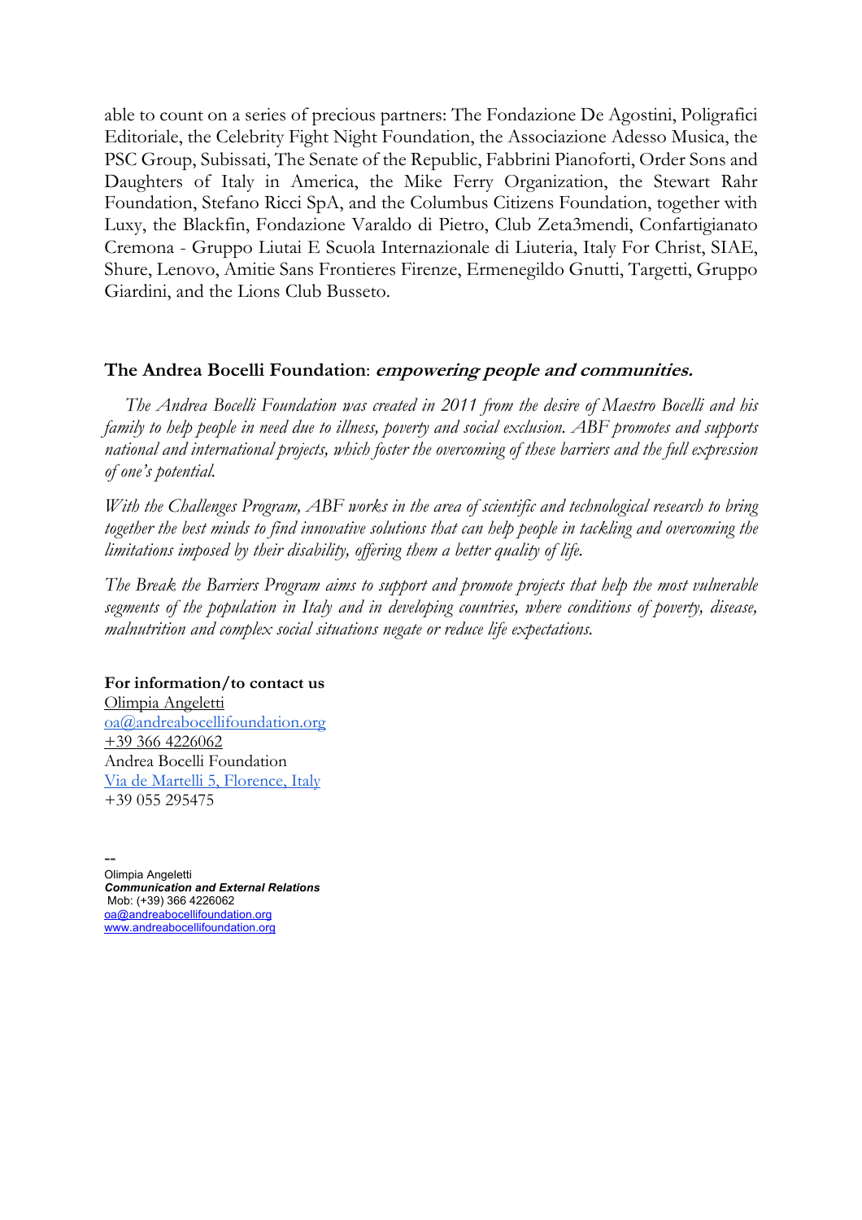able to count on a series of precious partners: The Fondazione De Agostini, Poligrafici Editoriale, the Celebrity Fight Night Foundation, the Associazione Adesso Musica, the PSC Group, Subissati, The Senate of the Republic, Fabbrini Pianoforti, Order Sons and Daughters of Italy in America, the Mike Ferry Organization, the Stewart Rahr Foundation, Stefano Ricci SpA, and the Columbus Citizens Foundation, together with Luxy, the Blackfin, Fondazione Varaldo di Pietro, Club Zeta3mendi, Confartigianato Cremona - Gruppo Liutai E Scuola Internazionale di Liuteria, Italy For Christ, SIAE, Shure, Lenovo, Amitie Sans Frontieres Firenze, Ermenegildo Gnutti, Targetti, Gruppo Giardini, and the Lions Club Busseto.

**The Andrea Bocelli Foundation**: ***empowering people and communities.***

*The Andrea Bocelli Foundation was created in 2011 from the desire of Maestro Bocelli and his family to help people in need due to illness, poverty and social exclusion. ABF promotes and supports national and international projects, which foster the overcoming of these barriers and the full expression of one's potential.*

*With the Challenges Program, ABF works in the area of scientific and technological research to bring together the best minds to find innovative solutions that can help people in tackling and overcoming the limitations imposed by their disability, offering them a better quality of life.*

*The Break the Barriers Program aims to support and promote projects that help the most vulnerable segments of the population in Italy and in developing countries, where conditions of poverty, disease, malnutrition and complex social situations negate or reduce life expectations.*

**For information/to contact us**
Olimpia Angeletti
oa@andreabocellifoundation.org
+39 366 4226062
Andrea Bocelli Foundation
Via de Martelli 5, Florence, Italy
+39 055 295475

--
Olimpia Angeletti
***Communication and External Relations***
Mob: (+39) 366 4226062
oa@andreabocellifoundation.org
www.andreabocellifoundation.org